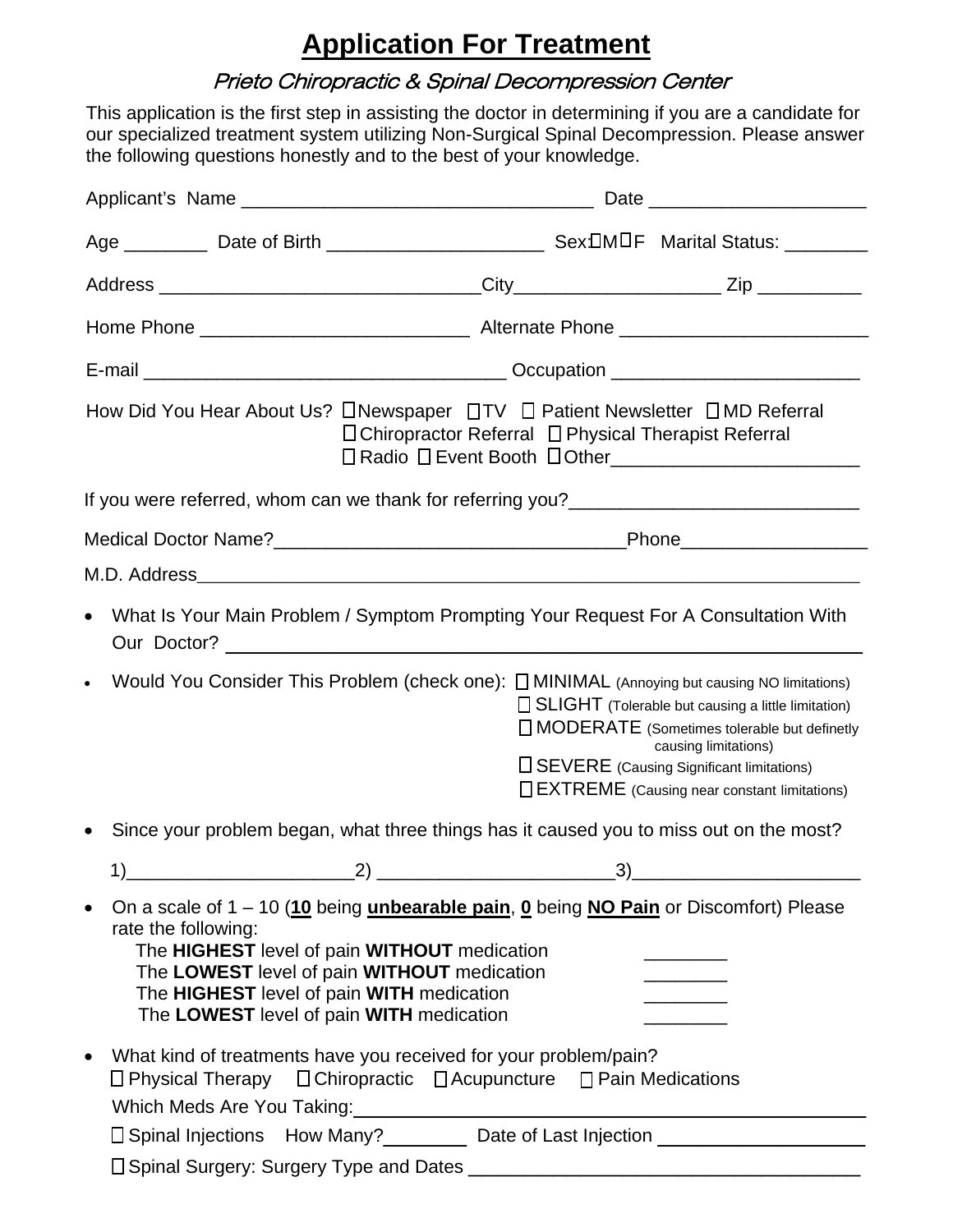# Application For Treatment

## *Prieto Chiropractic & Spinal Decompression Center*

This application is the first step in assisting the doctor in determining if you are a candidate for our specialized treatment system utilizing Non-Surgical Spinal Decompression. Please answer the following questions honestly and to the best of your knowledge.

Applicant's Name ________________________________ Date ____________________

Age ________ Date of Birth ____________________ Sex: ☐M ☐F Marital Status: ________

Address ______________________________ City___________________ Zip __________

Home Phone _________________________ Alternate Phone _______________________

E-mail __________________________________ Occupation _______________________

How Did You Hear About Us? ☐Newspaper ☐TV ☐ Patient Newsletter ☐ MD Referral
☐ Chiropractor Referral ☐ Physical Therapist Referral
☐ Radio ☐ Event Booth ☐ Other_______________________

If you were referred, whom can we thank for referring you?___________________________

Medical Doctor Name?_________________________________Phone_________________

M.D. Address_________________________________________________________________

- What Is Your Main Problem / Symptom Prompting Your Request For A Consultation With Our Doctor? ________________________________________________________

- Would You Consider This Problem (check one):
  - ☐ MINIMAL (Annoying but causing NO limitations)
  - ☐ SLIGHT (Tolerable but causing a little limitation)
  - ☐ MODERATE (Sometimes tolerable but definetly causing limitations)
  - ☐ SEVERE (Causing Significant limitations)
  - ☐ EXTREME (Causing near constant limitations)

- Since your problem began, what three things has it caused you to miss out on the most?

  1)_____________________ 2) ______________________ 3)_____________________

- On a scale of 1 – 10 (**10** being **unbearable pain**, **0** being **NO Pain** or Discomfort) Please rate the following:

  The **HIGHEST** level of pain **WITHOUT** medication ________
  The **LOWEST** level of pain **WITHOUT** medication ________
  The **HIGHEST** level of pain **WITH** medication ________
  The **LOWEST** level of pain **WITH** medication ________

- What kind of treatments have you received for your problem/pain?

  ☐ Physical Therapy ☐ Chiropractic ☐ Acupuncture ☐ Pain Medications

  Which Meds Are You Taking:______________________________________________

  ☐ Spinal Injections How Many?________ Date of Last Injection ___________________

  ☐ Spinal Surgery: Surgery Type and Dates ____________________________________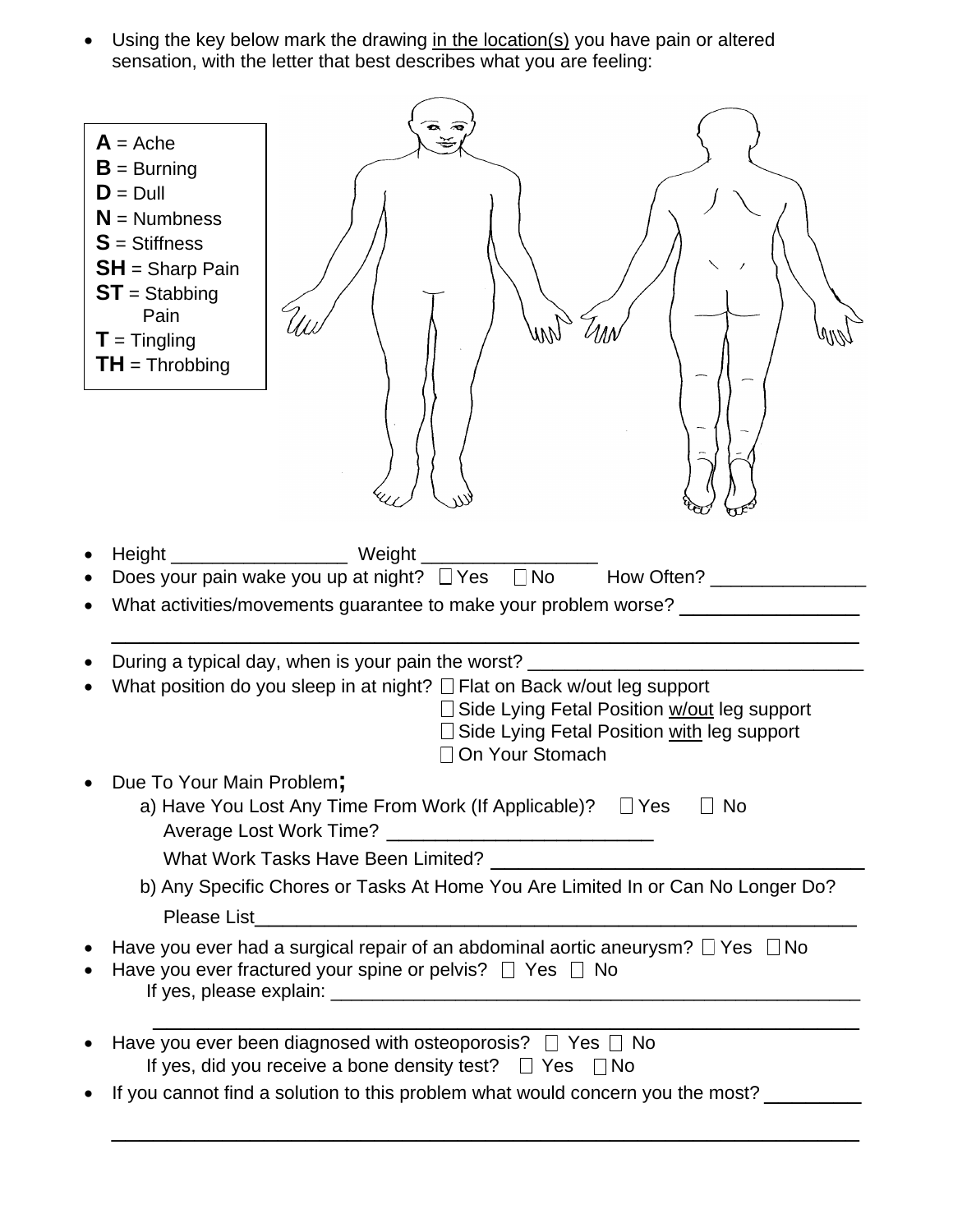- Using the key below mark the drawing in the location(s) you have pain or altered sensation, with the letter that best describes what you are feeling:

**A** = Ache
**B** = Burning
**D** = Dull
**N** = Numbness
**S** = Stiffness
**SH** = Sharp Pain
**ST** = Stabbing Pain
**T** = Tingling
**TH** = Throbbing

- Height _________________ Weight _________________
- Does your pain wake you up at night? ☐ Yes ☐ No How Often? _______________
- What activities/movements guarantee to make your problem worse? _________________

  ______________________________________________________________________
- During a typical day, when is your pain the worst? _________________________________
- What position do you sleep in at night? ☐ Flat on Back w/out leg support
  ☐ Side Lying Fetal Position w/out leg support
  ☐ Side Lying Fetal Position with leg support
  ☐ On Your Stomach
- Due To Your Main Problem;
  a) Have You Lost Any Time From Work (If Applicable)? ☐ Yes ☐ No
     Average Lost Work Time? _________________________
     What Work Tasks Have Been Limited? ___________________________________
  b) Any Specific Chores or Tasks At Home You Are Limited In or Can No Longer Do?
     Please List___________________________________________________________
- Have you ever had a surgical repair of an abdominal aortic aneurysm? ☐ Yes ☐ No
- Have you ever fractured your spine or pelvis? ☐ Yes ☐ No
  If yes, please explain: _____________________________________________________

  ______________________________________________________________________
- Have you ever been diagnosed with osteoporosis? ☐ Yes ☐ No
  If yes, did you receive a bone density test? ☐ Yes ☐ No
- If you cannot find a solution to this problem what would concern you the most? _________

  ______________________________________________________________________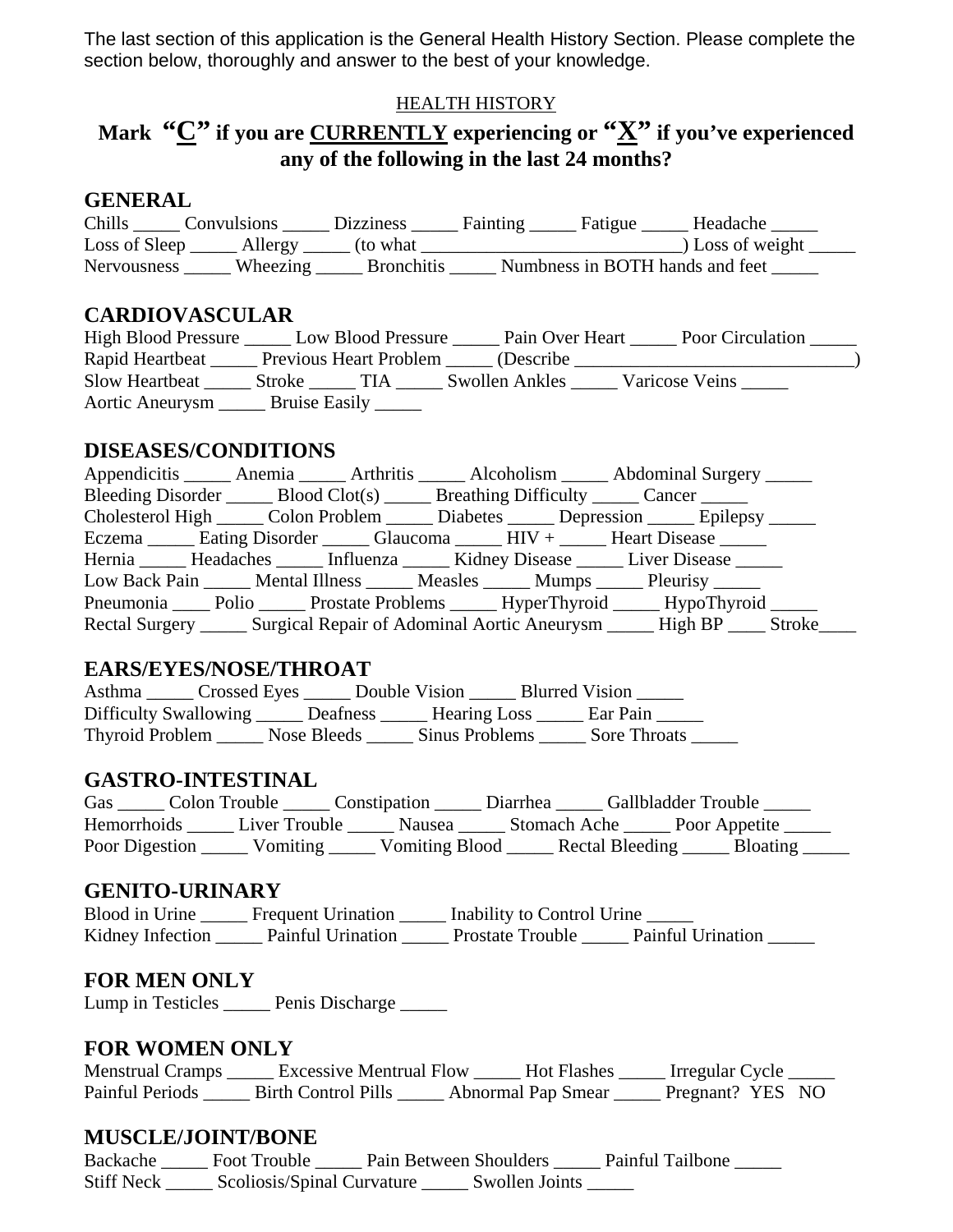The last section of this application is the General Health History Section. Please complete the section below, thoroughly and answer to the best of your knowledge.

HEALTH HISTORY

## Mark "C" if you are CURRENTLY experiencing or "X" if you've experienced any of the following in the last 24 months?

### GENERAL

Chills _____ Convulsions _____ Dizziness _____ Fainting _____ Fatigue _____ Headache _____
Loss of Sleep _____ Allergy _____ (to what ____________________________) Loss of weight _____
Nervousness _____ Wheezing _____ Bronchitis _____ Numbness in BOTH hands and feet _____

### CARDIOVASCULAR

High Blood Pressure _____ Low Blood Pressure _____ Pain Over Heart _____ Poor Circulation _____
Rapid Heartbeat _____ Previous Heart Problem _____ (Describe ______________________________)
Slow Heartbeat _____ Stroke _____ TIA _____ Swollen Ankles _____ Varicose Veins _____
Aortic Aneurysm _____ Bruise Easily _____

### DISEASES/CONDITIONS

Appendicitis _____ Anemia _____ Arthritis _____ Alcoholism _____ Abdominal Surgery _____
Bleeding Disorder _____ Blood Clot(s) _____ Breathing Difficulty _____ Cancer _____
Cholesterol High _____ Colon Problem _____ Diabetes _____ Depression _____ Epilepsy _____
Eczema _____ Eating Disorder _____ Glaucoma _____ HIV + _____ Heart Disease _____
Hernia _____ Headaches _____ Influenza _____ Kidney Disease _____ Liver Disease _____
Low Back Pain _____ Mental Illness _____ Measles _____ Mumps _____ Pleurisy _____
Pneumonia ____ Polio _____ Prostate Problems _____ HyperThyroid _____ HypoThyroid _____
Rectal Surgery _____ Surgical Repair of Adominal Aortic Aneurysm _____ High BP ____ Stroke____

### EARS/EYES/NOSE/THROAT

Asthma _____ Crossed Eyes _____ Double Vision _____ Blurred Vision _____
Difficulty Swallowing _____ Deafness _____ Hearing Loss _____ Ear Pain _____
Thyroid Problem _____ Nose Bleeds _____ Sinus Problems _____ Sore Throats _____

### GASTRO-INTESTINAL

Gas _____ Colon Trouble _____ Constipation _____ Diarrhea _____ Gallbladder Trouble _____
Hemorrhoids _____ Liver Trouble _____ Nausea _____ Stomach Ache _____ Poor Appetite _____
Poor Digestion _____ Vomiting _____ Vomiting Blood _____ Rectal Bleeding _____ Bloating _____

### GENITO-URINARY

Blood in Urine _____ Frequent Urination _____ Inability to Control Urine _____
Kidney Infection _____ Painful Urination _____ Prostate Trouble _____ Painful Urination _____

### FOR MEN ONLY

Lump in Testicles _____ Penis Discharge _____

### FOR WOMEN ONLY

Menstrual Cramps _____ Excessive Mentrual Flow _____ Hot Flashes _____ Irregular Cycle _____
Painful Periods _____ Birth Control Pills _____ Abnormal Pap Smear _____ Pregnant? YES NO

### MUSCLE/JOINT/BONE

Backache _____ Foot Trouble _____ Pain Between Shoulders _____ Painful Tailbone _____
Stiff Neck _____ Scoliosis/Spinal Curvature _____ Swollen Joints _____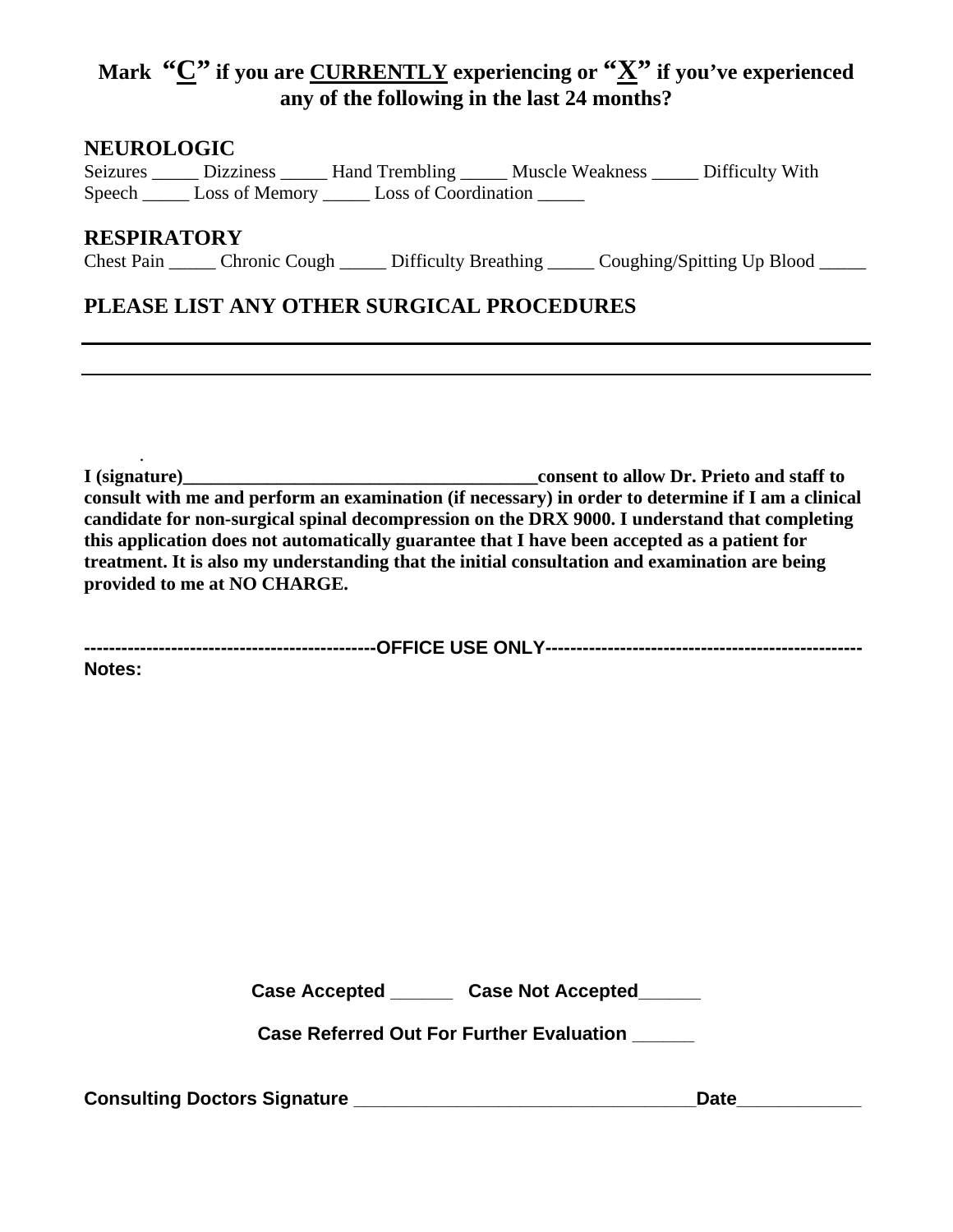## Mark "C" if you are CURRENTLY experiencing or "X" if you've experienced any of the following in the last 24 months?

### NEUROLOGIC

Seizures _____ Dizziness _____ Hand Trembling _____ Muscle Weakness _____ Difficulty With Speech _____ Loss of Memory _____ Loss of Coordination _____

### RESPIRATORY

Chest Pain _____ Chronic Cough _____ Difficulty Breathing _____ Coughing/Spitting Up Blood _____

### PLEASE LIST ANY OTHER SURGICAL PROCEDURES

______________________________________________________________________________

______________________________________________________________________________

**I (signature)_______________________________________consent to allow Dr. Prieto and staff to consult with me and perform an examination (if necessary) in order to determine if I am a clinical candidate for non-surgical spinal decompression on the DRX 9000. I understand that completing this application does not automatically guarantee that I have been accepted as a patient for treatment. It is also my understanding that the initial consultation and examination are being provided to me at NO CHARGE.**

**---------------------------------------------OFFICE USE ONLY--------------------------------------------------**

**Notes:**

**Case Accepted ______ Case Not Accepted______**

**Case Referred Out For Further Evaluation ______**

**Consulting Doctors Signature _________________________________Date____________**